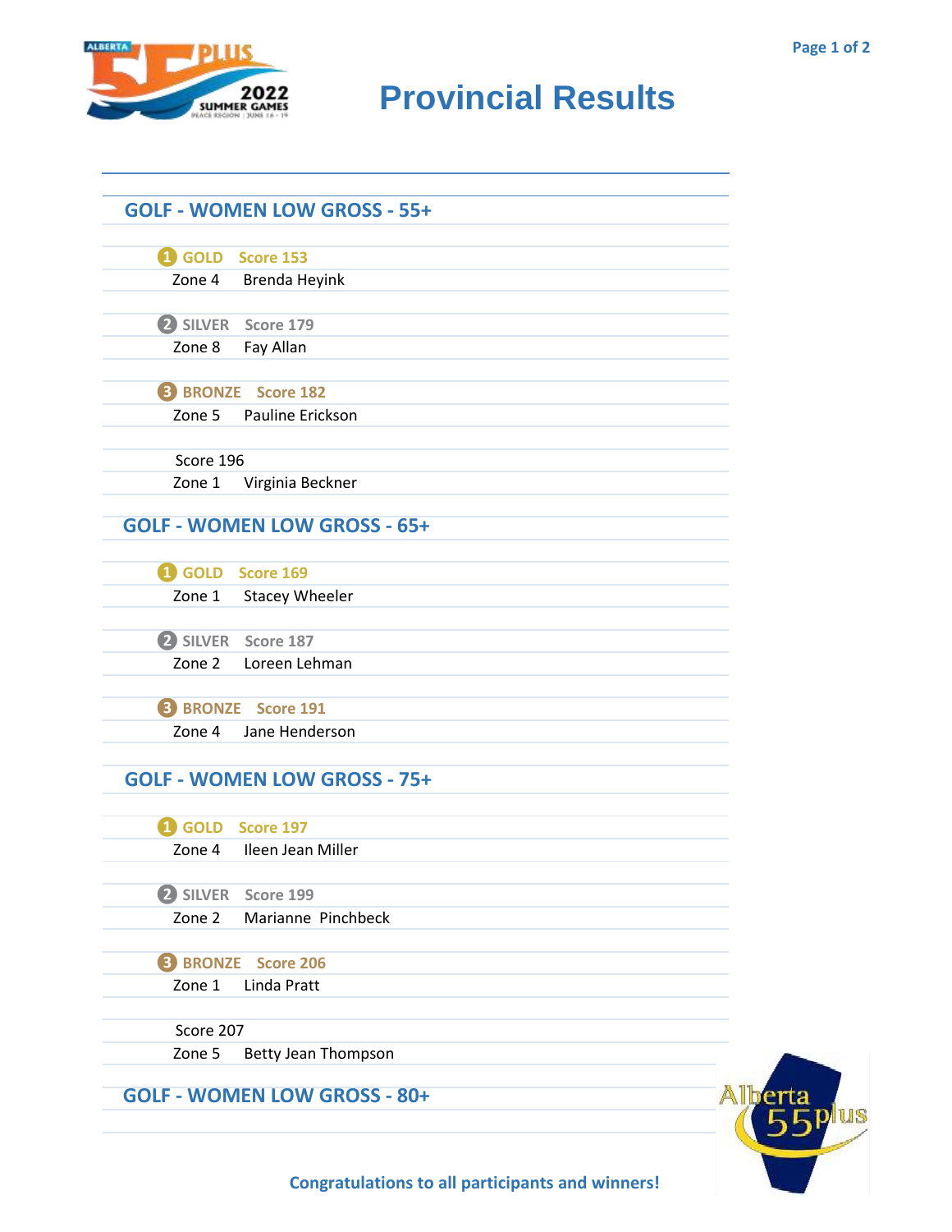# Provincial Results

## GOLF - WOMEN LOW GROSS - 55+

1 GOLD Score 153
Zone 4 Brenda Heyink

2 SILVER Score 179
Zone 8 Fay Allan

3 BRONZE Score 182
Zone 5 Pauline Erickson

Score 196
Zone 1 Virginia Beckner

## GOLF - WOMEN LOW GROSS - 65+

1 GOLD Score 169
Zone 1 Stacey Wheeler

2 SILVER Score 187
Zone 2 Loreen Lehman

3 BRONZE Score 191
Zone 4 Jane Henderson

## GOLF - WOMEN LOW GROSS - 75+

1 GOLD Score 197
Zone 4 Ileen Jean Miller

2 SILVER Score 199
Zone 2 Marianne Pinchbeck

3 BRONZE Score 206
Zone 1 Linda Pratt

Score 207
Zone 5 Betty Jean Thompson

## GOLF - WOMEN LOW GROSS - 80+

**Congratulations to all participants and winners!**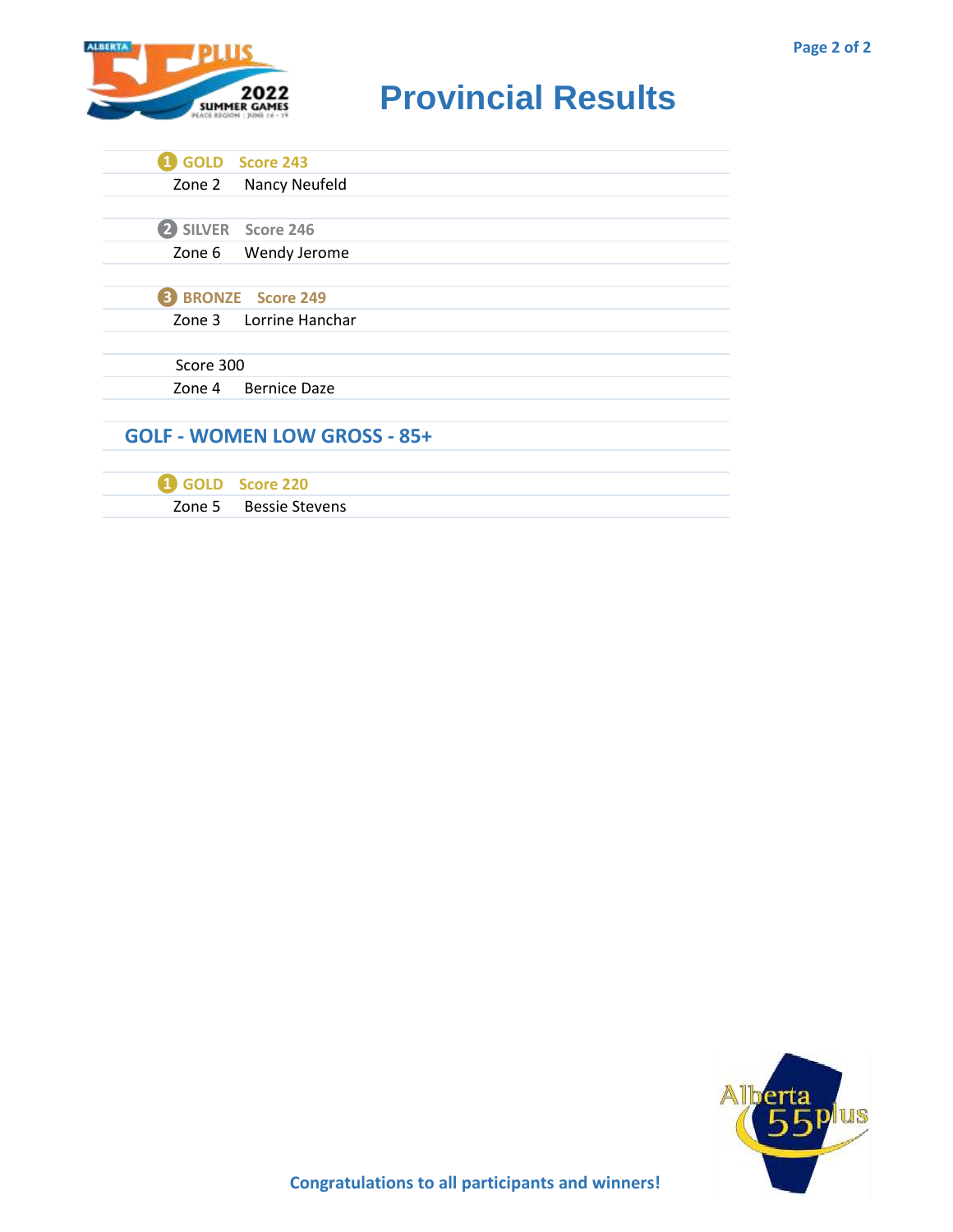# Provincial Results

| | |
|---|---|
| **1 GOLD** | **Score 243** |
| Zone 2 | Nancy Neufeld |
| **2 SILVER** | **Score 246** |
| Zone 6 | Wendy Jerome |
| **3 BRONZE** | **Score 249** |
| Zone 3 | Lorrine Hanchar |
| | Score 300 |
| Zone 4 | Bernice Daze |

## GOLF - WOMEN LOW GROSS - 85+

| | |
|---|---|
| **1 GOLD** | **Score 220** |
| Zone 5 | Bessie Stevens |

**Congratulations to all participants and winners!**